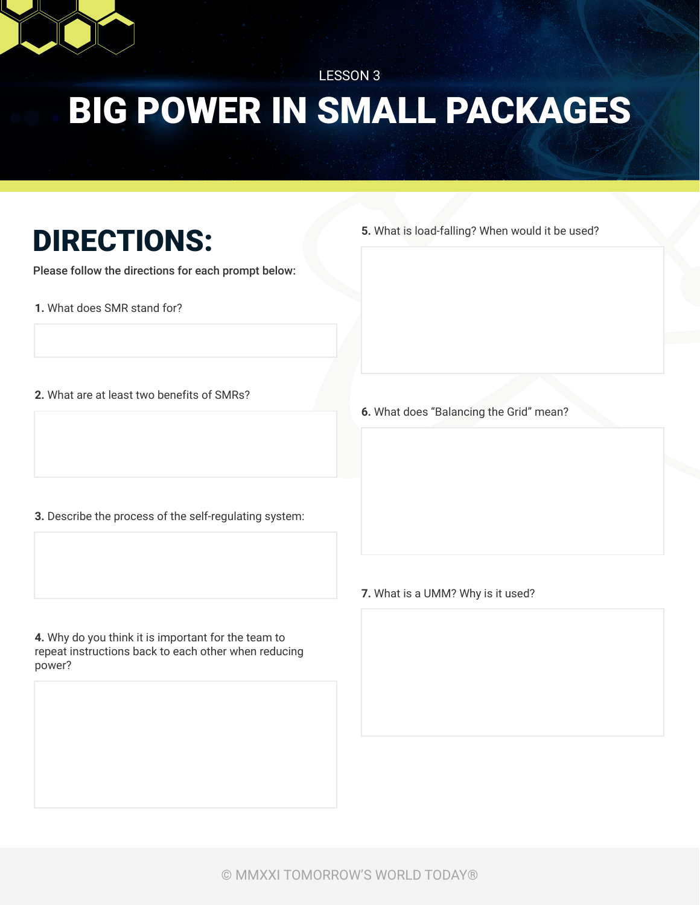LESSON 3

# BIG POWER IN SMALL PACKAGES

## DIRECTIONS:

**Please follow the directions for each prompt below:**

**1.** What does SMR stand for?

**2.** What are at least two benefits of SMRs?

**3.** Describe the process of the self-regulating system:

**4.** Why do you think it is important for the team to repeat instructions back to each other when reducing power?

**5.** What is load-falling? When would it be used?

**6.** What does “Balancing the Grid” mean?

**7.** What is a UMM? Why is it used?

© MMXXI TOMORROW’S WORLD TODAY®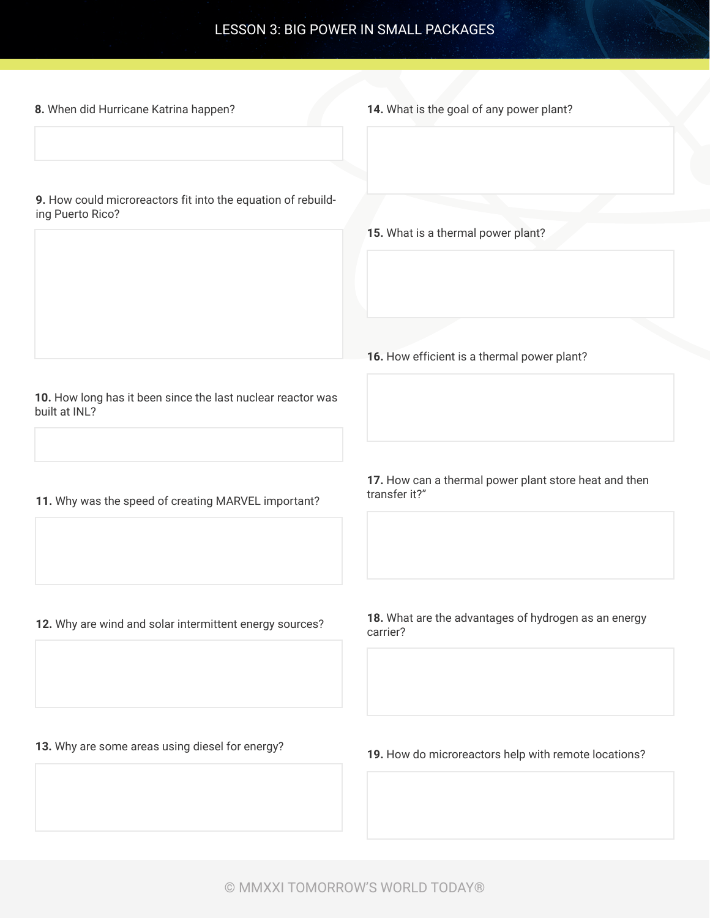**8.** When did Hurricane Katrina happen?

**9.** How could microreactors fit into the equation of rebuilding Puerto Rico?

**10.** How long has it been since the last nuclear reactor was built at INL?

**11.** Why was the speed of creating MARVEL important?

**12.** Why are wind and solar intermittent energy sources?

**13.** Why are some areas using diesel for energy?

**14.** What is the goal of any power plant?

**15.** What is a thermal power plant?

**16.** How efficient is a thermal power plant?

**17.** How can a thermal power plant store heat and then transfer it?"

**18.** What are the advantages of hydrogen as an energy carrier?

**19.** How do microreactors help with remote locations?